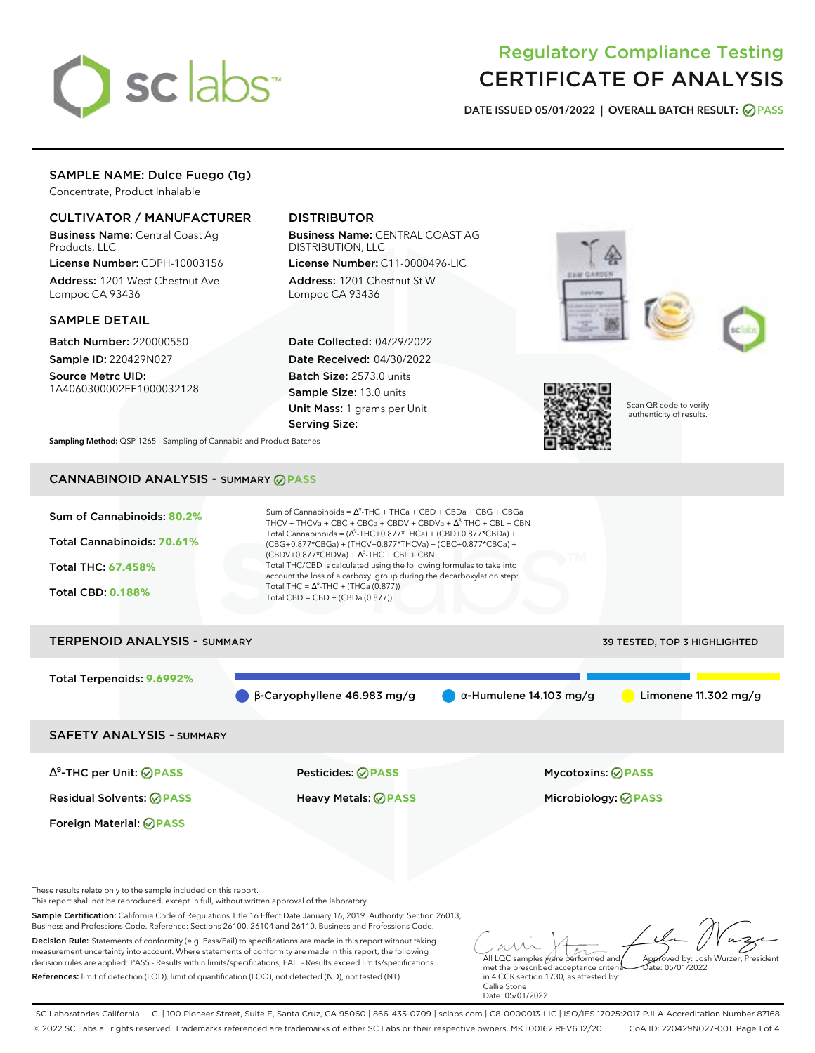# Regulatory Compliance Testing
# CERTIFICATE OF ANALYSIS

**DATE ISSUED 05/01/2022 | OVERALL BATCH RESULT: PASS**

## SAMPLE NAME: Dulce Fuego (1g)

Concentrate, Product Inhalable

### CULTIVATOR / MANUFACTURER

**Business Name:** Central Coast Ag Products, LLC

**License Number:** CDPH-10003156

**Address:** 1201 West Chestnut Ave. Lompoc CA 93436

### DISTRIBUTOR

**Business Name:** CENTRAL COAST AG DISTRIBUTION, LLC

**License Number:** C11-0000496-LIC

**Address:** 1201 Chestnut St W Lompoc CA 93436

### SAMPLE DETAIL

**Batch Number:** 220000550

**Sample ID:** 220429N027

**Source Metrc UID:** 1A4060300002EE1000032128

**Date Collected:** 04/29/2022

**Date Received:** 04/30/2022

**Batch Size:** 2573.0 units

**Sample Size:** 13.0 units

**Unit Mass:** 1 grams per Unit

**Serving Size:**

Scan QR code to verify authenticity of results.

**Sampling Method:** QSP 1265 - Sampling of Cannabis and Product Batches

## CANNABINOID ANALYSIS - SUMMARY PASS

**Sum of Cannabinoids: 80.2%**

**Total Cannabinoids: 70.61%**

**Total THC: 67.458%**

**Total CBD: 0.188%**

Sum of Cannabinoids = $\Delta^9$-THC + THCa + CBD + CBDa + CBG + CBGa + THCV + THCVa + CBC + CBCa + CBDV + CBDVa + $\Delta^8$-THC + CBL + CBN

Total Cannabinoids = ($\Delta^9$-THC+0.877*THCa) + (CBD+0.877*CBDa) + (CBG+0.877*CBGa) + (THCV+0.877*THCVa) + (CBC+0.877*CBCa) + (CBDV+0.877*CBDVa) + $\Delta^8$-THC + CBL + CBN

Total THC/CBD is calculated using the following formulas to take into account the loss of a carboxyl group during the decarboxylation step:

Total THC = $\Delta^9$-THC + (THCa (0.877))

Total CBD = CBD + (CBDa (0.877))

## TERPENOID ANALYSIS - SUMMARY

39 TESTED, TOP 3 HIGHLIGHTED

**Total Terpenoids: 9.6992%**

β-Caryophyllene 46.983 mg/g | α-Humulene 14.103 mg/g | Limonene 11.302 mg/g

## SAFETY ANALYSIS - SUMMARY

| | | |
|---|---|---|
| $\Delta^9$-THC per Unit: PASS | Pesticides: PASS | Mycotoxins: PASS |
| Residual Solvents: PASS | Heavy Metals: PASS | Microbiology: PASS |
| Foreign Material: PASS | | |

These results relate only to the sample included on this report.
This report shall not be reproduced, except in full, without written approval of the laboratory.

**Sample Certification:** California Code of Regulations Title 16 Effect Date January 16, 2019. Authority: Section 26013, Business and Professions Code. Reference: Sections 26100, 26104 and 26110, Business and Professions Code.

**Decision Rule:** Statements of conformity (e.g. Pass/Fail) to specifications are made in this report without taking measurement uncertainty into account. Where statements of conformity are made in this report, the following decision rules are applied: PASS - Results within limits/specifications, FAIL - Results exceed limits/specifications.

**References:** limit of detection (LOD), limit of quantification (LOQ), not detected (ND), not tested (NT)

All LQC samples were performed and met the prescribed acceptance criteria in 4 CCR section 1730, as attested by: Callie Stone Date: 05/01/2022

Approved by: Josh Wurzer, President Date: 05/01/2022

SC Laboratories California LLC. | 100 Pioneer Street, Suite E, Santa Cruz, CA 95060 | 866-435-0709 | sclabs.com | C8-0000013-LIC | ISO/IES 17025:2017 PJLA Accreditation Number 87168
© 2022 SC Labs all rights reserved. Trademarks referenced are trademarks of either SC Labs or their respective owners. MKT00162 REV6 12/20 CoA ID: 220429N027-001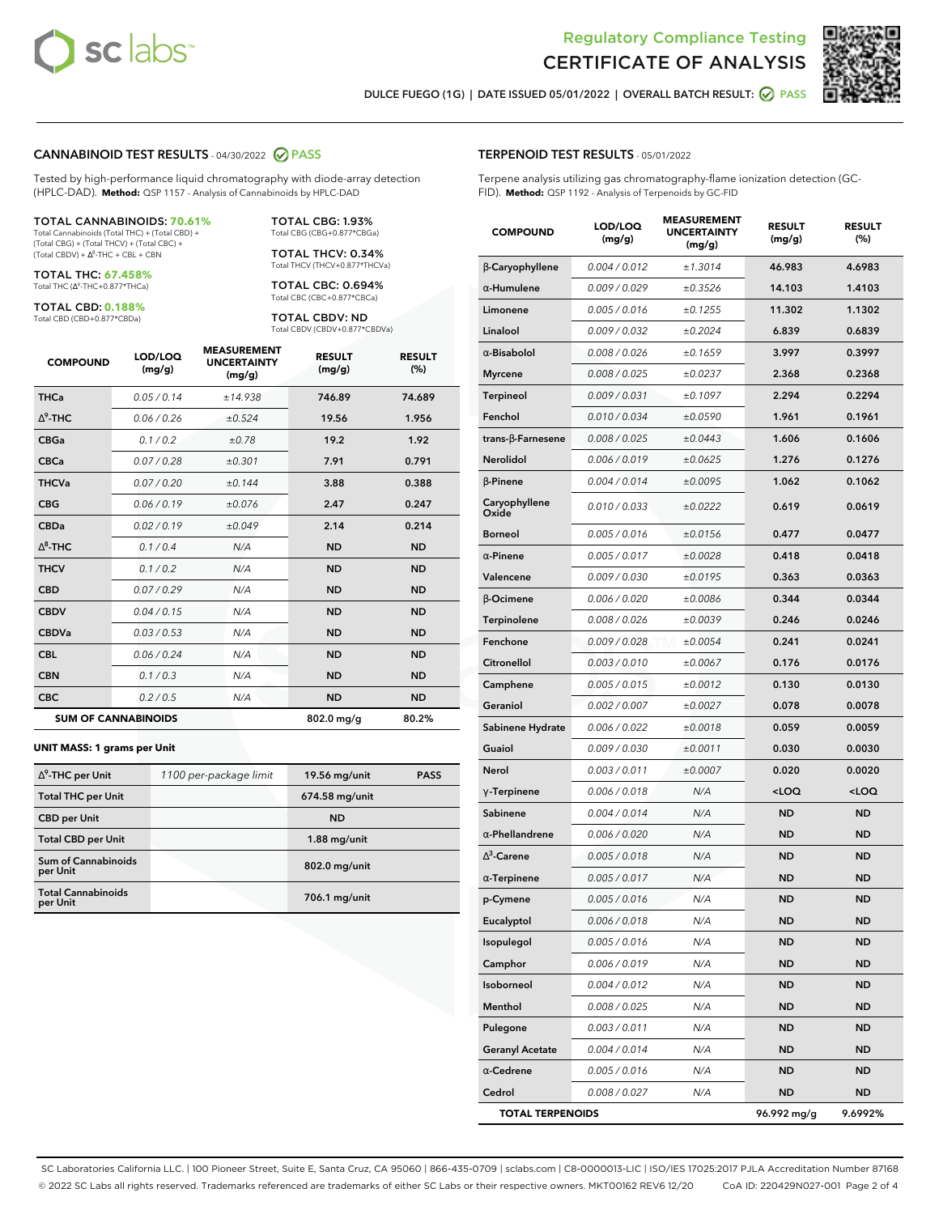Regulatory Compliance Testing

# CERTIFICATE OF ANALYSIS

DULCE FUEGO (1G) | DATE ISSUED 05/01/2022 | OVERALL BATCH RESULT: PASS

## CANNABINOID TEST RESULTS - 04/30/2022 PASS

Tested by high-performance liquid chromatography with diode-array detection (HPLC-DAD). **Method:** QSP 1157 - Analysis of Cannabinoids by HPLC-DAD

**TOTAL CANNABINOIDS: 70.61%**
Total Cannabinoids (Total THC) + (Total CBD) + (Total CBG) + (Total THCV) + (Total CBC) + (Total CBDV) + $\Delta^8$-THC + CBL + CBN

**TOTAL THC: 67.458%**
Total THC ($\Delta^9$-THC+0.877*THCa)

**TOTAL CBD: 0.188%**
Total CBD (CBD+0.877*CBDa)

**TOTAL CBG: 1.93%**
Total CBG (CBG+0.877*CBGa)

**TOTAL THCV: 0.34%**
Total THCV (THCV+0.877*THCVa)

**TOTAL CBC: 0.694%**
Total CBC (CBC+0.877*CBCa)

**TOTAL CBDV: ND**
Total CBDV (CBDV+0.877*CBDVa)

| COMPOUND | LOD/LOQ (mg/g) | MEASUREMENT UNCERTAINTY (mg/g) | RESULT (mg/g) | RESULT (%) |
|---|---|---|---|---|
| THCa | 0.05 / 0.14 | ±14.938 | 746.89 | 74.689 |
| $\Delta^9$-THC | 0.06 / 0.26 | ±0.524 | 19.56 | 1.956 |
| CBGa | 0.1 / 0.2 | ±0.78 | 19.2 | 1.92 |
| CBCa | 0.07 / 0.28 | ±0.301 | 7.91 | 0.791 |
| THCVa | 0.07 / 0.20 | ±0.144 | 3.88 | 0.388 |
| CBG | 0.06 / 0.19 | ±0.076 | 2.47 | 0.247 |
| CBDa | 0.02 / 0.19 | ±0.049 | 2.14 | 0.214 |
| $\Delta^8$-THC | 0.1 / 0.4 | N/A | ND | ND |
| THCV | 0.1 / 0.2 | N/A | ND | ND |
| CBD | 0.07 / 0.29 | N/A | ND | ND |
| CBDV | 0.04 / 0.15 | N/A | ND | ND |
| CBDVa | 0.03 / 0.53 | N/A | ND | ND |
| CBL | 0.06 / 0.24 | N/A | ND | ND |
| CBN | 0.1 / 0.3 | N/A | ND | ND |
| CBC | 0.2 / 0.5 | N/A | ND | ND |
| SUM OF CANNABINOIDS | | | 802.0 mg/g | 80.2% |

**UNIT MASS: 1 grams per Unit**

| | | | |
|---|---|---|---|
| $\Delta^9$-THC per Unit | 1100 per-package limit | 19.56 mg/unit | PASS |
| Total THC per Unit | | 674.58 mg/unit | |
| CBD per Unit | | ND | |
| Total CBD per Unit | | 1.88 mg/unit | |
| Sum of Cannabinoids per Unit | | 802.0 mg/unit | |
| Total Cannabinoids per Unit | | 706.1 mg/unit | |

## TERPENOID TEST RESULTS - 05/01/2022

Terpene analysis utilizing gas chromatography-flame ionization detection (GC-FID). **Method:** QSP 1192 - Analysis of Terpenoids by GC-FID

| COMPOUND | LOD/LOQ (mg/g) | MEASUREMENT UNCERTAINTY (mg/g) | RESULT (mg/g) | RESULT (%) |
|---|---|---|---|---|
| β-Caryophyllene | 0.004 / 0.012 | ±1.3014 | 46.983 | 4.6983 |
| α-Humulene | 0.009 / 0.029 | ±0.3526 | 14.103 | 1.4103 |
| Limonene | 0.005 / 0.016 | ±0.1255 | 11.302 | 1.1302 |
| Linalool | 0.009 / 0.032 | ±0.2024 | 6.839 | 0.6839 |
| α-Bisabolol | 0.008 / 0.026 | ±0.1659 | 3.997 | 0.3997 |
| Myrcene | 0.008 / 0.025 | ±0.0237 | 2.368 | 0.2368 |
| Terpineol | 0.009 / 0.031 | ±0.1097 | 2.294 | 0.2294 |
| Fenchol | 0.010 / 0.034 | ±0.0590 | 1.961 | 0.1961 |
| trans-β-Farnesene | 0.008 / 0.025 | ±0.0443 | 1.606 | 0.1606 |
| Nerolidol | 0.006 / 0.019 | ±0.0625 | 1.276 | 0.1276 |
| β-Pinene | 0.004 / 0.014 | ±0.0095 | 1.062 | 0.1062 |
| Caryophyllene Oxide | 0.010 / 0.033 | ±0.0222 | 0.619 | 0.0619 |
| Borneol | 0.005 / 0.016 | ±0.0156 | 0.477 | 0.0477 |
| α-Pinene | 0.005 / 0.017 | ±0.0028 | 0.418 | 0.0418 |
| Valencene | 0.009 / 0.030 | ±0.0195 | 0.363 | 0.0363 |
| β-Ocimene | 0.006 / 0.020 | ±0.0086 | 0.344 | 0.0344 |
| Terpinolene | 0.008 / 0.026 | ±0.0039 | 0.246 | 0.0246 |
| Fenchone | 0.009 / 0.028 | ±0.0054 | 0.241 | 0.0241 |
| Citronellol | 0.003 / 0.010 | ±0.0067 | 0.176 | 0.0176 |
| Camphene | 0.005 / 0.015 | ±0.0012 | 0.130 | 0.0130 |
| Geraniol | 0.002 / 0.007 | ±0.0027 | 0.078 | 0.0078 |
| Sabinene Hydrate | 0.006 / 0.022 | ±0.0018 | 0.059 | 0.0059 |
| Guaiol | 0.009 / 0.030 | ±0.0011 | 0.030 | 0.0030 |
| Nerol | 0.003 / 0.011 | ±0.0007 | 0.020 | 0.0020 |
| γ-Terpinene | 0.006 / 0.018 | N/A | <LOQ | <LOQ |
| Sabinene | 0.004 / 0.014 | N/A | ND | ND |
| α-Phellandrene | 0.006 / 0.020 | N/A | ND | ND |
| $\Delta^3$-Carene | 0.005 / 0.018 | N/A | ND | ND |
| α-Terpinene | 0.005 / 0.017 | N/A | ND | ND |
| p-Cymene | 0.005 / 0.016 | N/A | ND | ND |
| Eucalyptol | 0.006 / 0.018 | N/A | ND | ND |
| Isopulegol | 0.005 / 0.016 | N/A | ND | ND |
| Camphor | 0.006 / 0.019 | N/A | ND | ND |
| Isoborneol | 0.004 / 0.012 | N/A | ND | ND |
| Menthol | 0.008 / 0.025 | N/A | ND | ND |
| Pulegone | 0.003 / 0.011 | N/A | ND | ND |
| Geranyl Acetate | 0.004 / 0.014 | N/A | ND | ND |
| α-Cedrene | 0.005 / 0.016 | N/A | ND | ND |
| Cedrol | 0.008 / 0.027 | N/A | ND | ND |
| TOTAL TERPENOIDS | | | 96.992 mg/g | 9.6992% |

SC Laboratories California LLC. | 100 Pioneer Street, Suite E, Santa Cruz, CA 95060 | 866-435-0709 | sclabs.com | C8-0000013-LIC | ISO/IES 17025:2017 PJLA Accreditation Number 87168
© 2022 SC Labs all rights reserved. Trademarks referenced are trademarks of either SC Labs or their respective owners. MKT00162 REV6 12/20 CoA ID: 220429N027-001